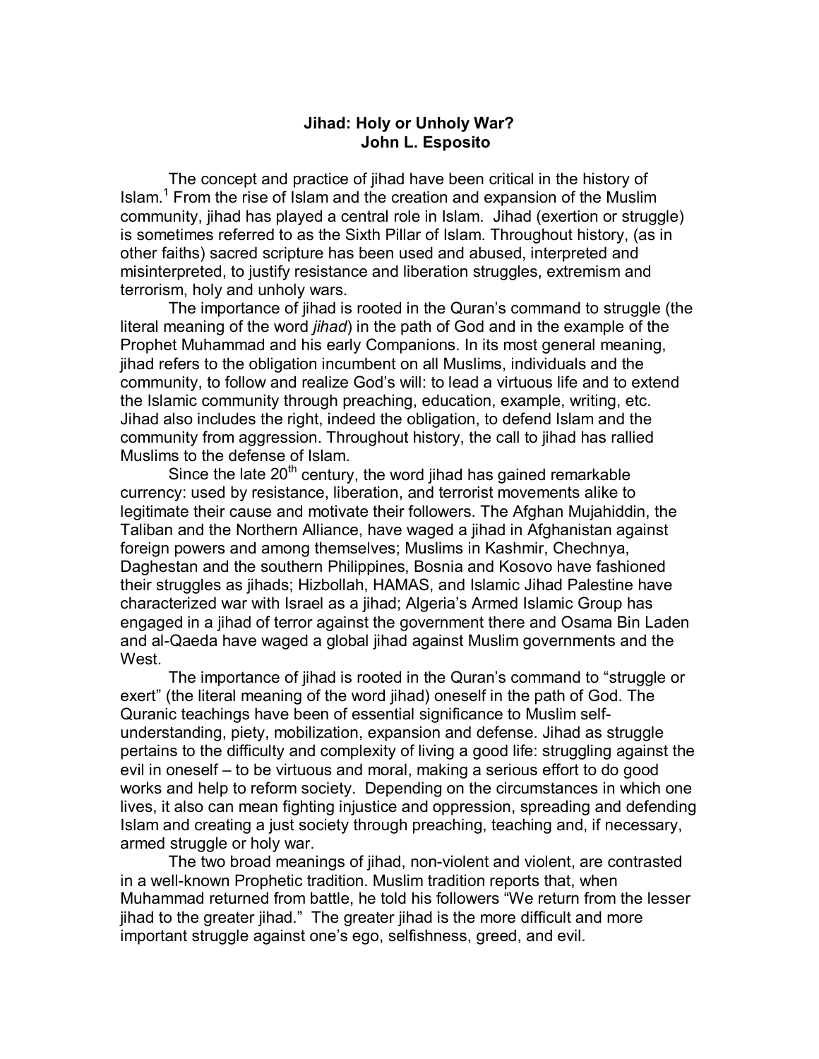# Jihad: Holy or Unholy War?

## John L. Esposito

The concept and practice of jihad have been critical in the history of Islam.[1] From the rise of Islam and the creation and expansion of the Muslim community, jihad has played a central role in Islam. Jihad (exertion or struggle) is sometimes referred to as the Sixth Pillar of Islam. Throughout history, (as in other faiths) sacred scripture has been used and abused, interpreted and misinterpreted, to justify resistance and liberation struggles, extremism and terrorism, holy and unholy wars.

The importance of jihad is rooted in the Quran's command to struggle (the literal meaning of the word *jihad*) in the path of God and in the example of the Prophet Muhammad and his early Companions. In its most general meaning, jihad refers to the obligation incumbent on all Muslims, individuals and the community, to follow and realize God's will: to lead a virtuous life and to extend the Islamic community through preaching, education, example, writing, etc. Jihad also includes the right, indeed the obligation, to defend Islam and the community from aggression. Throughout history, the call to jihad has rallied Muslims to the defense of Islam.

Since the late 20th century, the word jihad has gained remarkable currency: used by resistance, liberation, and terrorist movements alike to legitimate their cause and motivate their followers. The Afghan Mujahiddin, the Taliban and the Northern Alliance, have waged a jihad in Afghanistan against foreign powers and among themselves; Muslims in Kashmir, Chechnya, Daghestan and the southern Philippines, Bosnia and Kosovo have fashioned their struggles as jihads; Hizbollah, HAMAS, and Islamic Jihad Palestine have characterized war with Israel as a jihad; Algeria's Armed Islamic Group has engaged in a jihad of terror against the government there and Osama Bin Laden and al-Qaeda have waged a global jihad against Muslim governments and the West.

The importance of jihad is rooted in the Quran's command to "struggle or exert" (the literal meaning of the word jihad) oneself in the path of God. The Quranic teachings have been of essential significance to Muslim self-understanding, piety, mobilization, expansion and defense. Jihad as struggle pertains to the difficulty and complexity of living a good life: struggling against the evil in oneself – to be virtuous and moral, making a serious effort to do good works and help to reform society. Depending on the circumstances in which one lives, it also can mean fighting injustice and oppression, spreading and defending Islam and creating a just society through preaching, teaching and, if necessary, armed struggle or holy war.

The two broad meanings of jihad, non-violent and violent, are contrasted in a well-known Prophetic tradition. Muslim tradition reports that, when Muhammad returned from battle, he told his followers "We return from the lesser jihad to the greater jihad." The greater jihad is the more difficult and more important struggle against one's ego, selfishness, greed, and evil.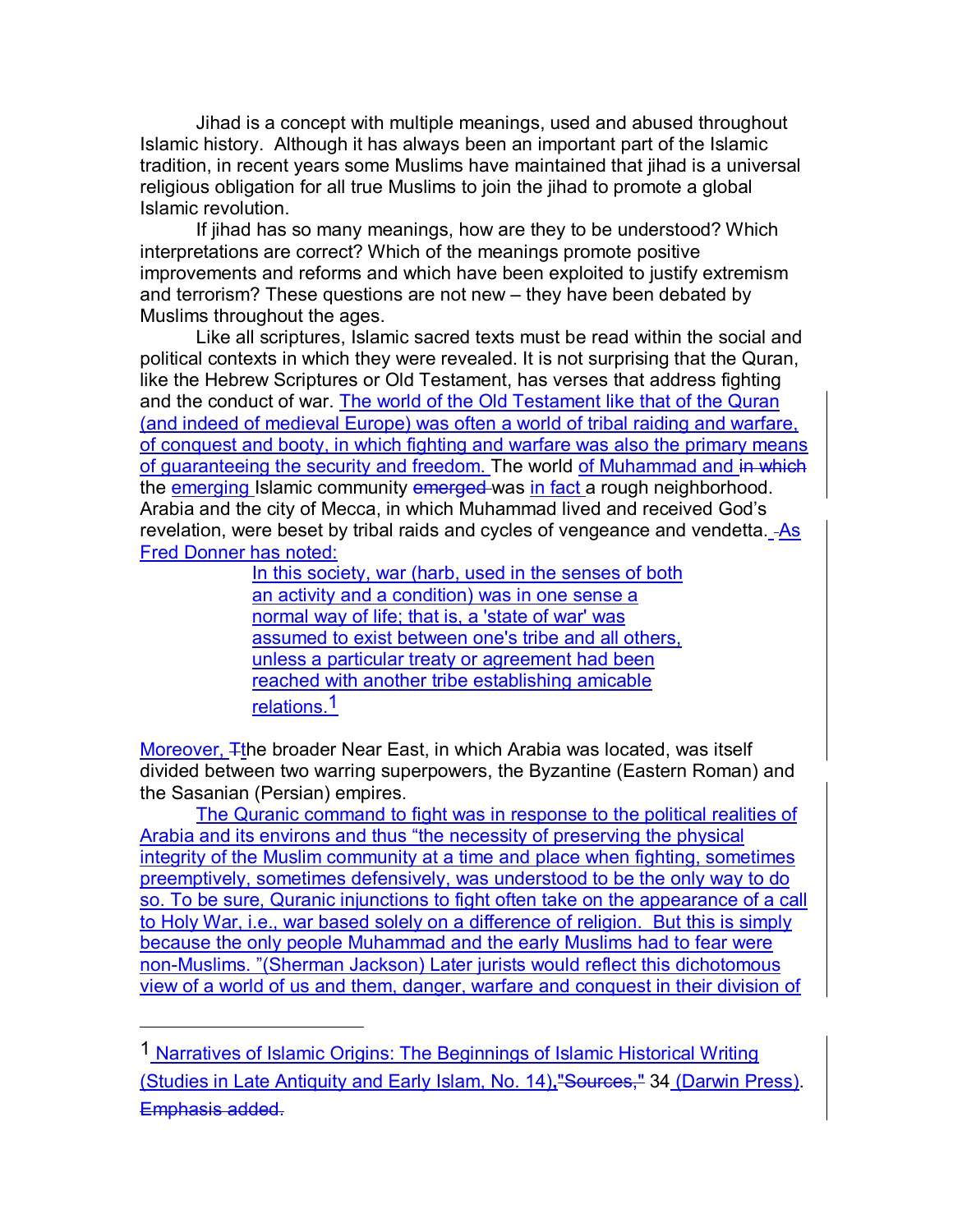Jihad is a concept with multiple meanings, used and abused throughout Islamic history. Although it has always been an important part of the Islamic tradition, in recent years some Muslims have maintained that jihad is a universal religious obligation for all true Muslims to join the jihad to promote a global Islamic revolution.

If jihad has so many meanings, how are they to be understood? Which interpretations are correct? Which of the meanings promote positive improvements and reforms and which have been exploited to justify extremism and terrorism? These questions are not new – they have been debated by Muslims throughout the ages.

Like all scriptures, Islamic sacred texts must be read within the social and political contexts in which they were revealed. It is not surprising that the Quran, like the Hebrew Scriptures or Old Testament, has verses that address fighting and the conduct of war. The world of the Old Testament like that of the Quran (and indeed of medieval Europe) was often a world of tribal raiding and warfare, of conquest and booty, in which fighting and warfare was also the primary means of guaranteeing the security and freedom. The world of Muhammad and ~~in which~~ the emerging Islamic community ~~emerged~~ was in fact a rough neighborhood. Arabia and the city of Mecca, in which Muhammad lived and received God's revelation, were beset by tribal raids and cycles of vengeance and vendetta. As Fred Donner has noted:

> In this society, war (harb, used in the senses of both an activity and a condition) was in one sense a normal way of life; that is, a 'state of war' was assumed to exist between one's tribe and all others, unless a particular treaty or agreement had been reached with another tribe establishing amicable relations.[1]

Moreover, ~~T~~the broader Near East, in which Arabia was located, was itself divided between two warring superpowers, the Byzantine (Eastern Roman) and the Sasanian (Persian) empires.

The Quranic command to fight was in response to the political realities of Arabia and its environs and thus "the necessity of preserving the physical integrity of the Muslim community at a time and place when fighting, sometimes preemptively, sometimes defensively, was understood to be the only way to do so. To be sure, Quranic injunctions to fight often take on the appearance of a call to Holy War, i.e., war based solely on a difference of religion. But this is simply because the only people Muhammad and the early Muslims had to fear were non-Muslims. "(Sherman Jackson) Later jurists would reflect this dichotomous view of a world of us and them, danger, warfare and conquest in their division of

---

[1] Narratives of Islamic Origins: The Beginnings of Islamic Historical Writing (Studies in Late Antiquity and Early Islam, No. 14),~~"Sources,"~~ 34 (Darwin Press). ~~Emphasis added.~~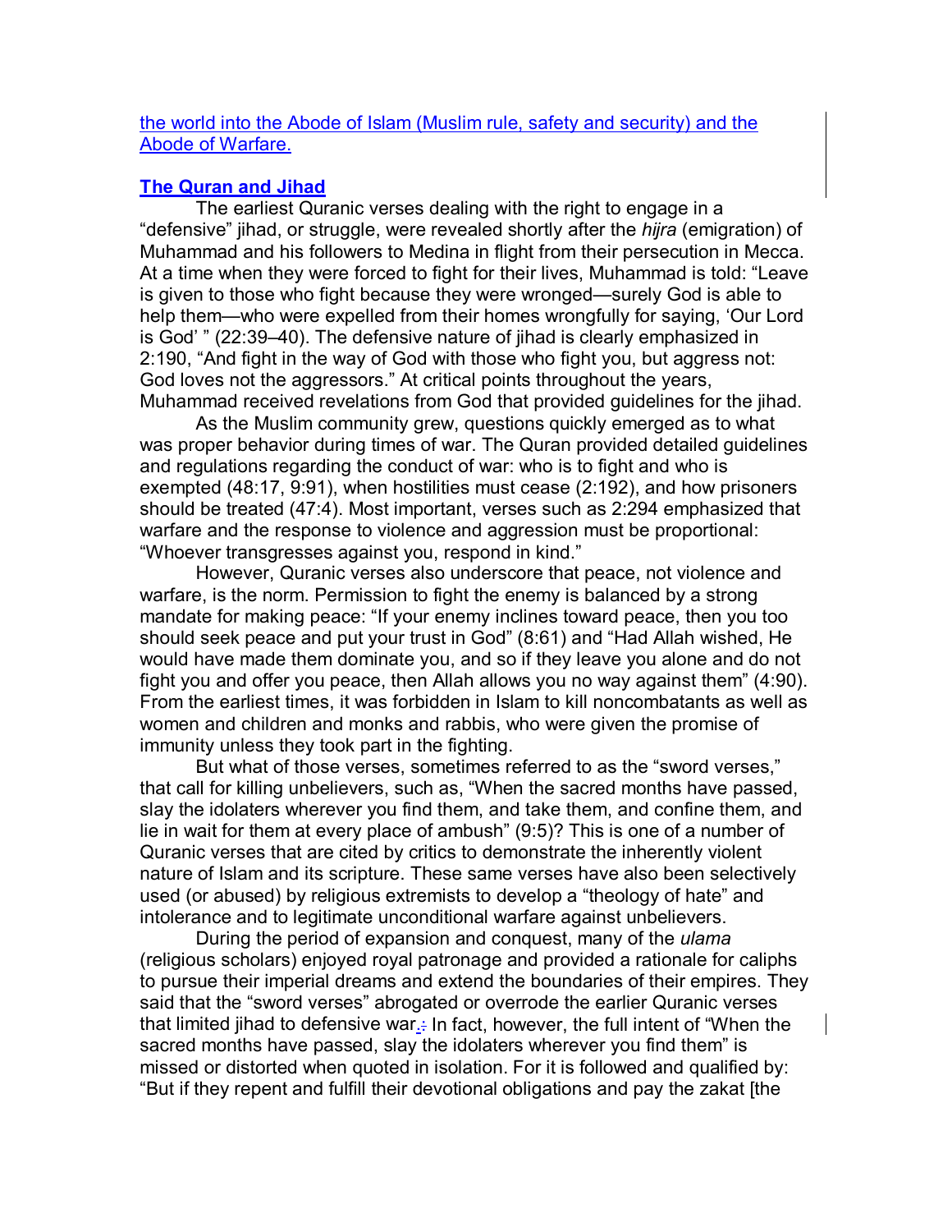the world into the Abode of Islam (Muslim rule, safety and security) and the Abode of Warfare.

## The Quran and Jihad

The earliest Quranic verses dealing with the right to engage in a "defensive" jihad, or struggle, were revealed shortly after the *hijra* (emigration) of Muhammad and his followers to Medina in flight from their persecution in Mecca. At a time when they were forced to fight for their lives, Muhammad is told: "Leave is given to those who fight because they were wronged—surely God is able to help them—who were expelled from their homes wrongfully for saying, 'Our Lord is God' " (22:39–40). The defensive nature of jihad is clearly emphasized in 2:190, "And fight in the way of God with those who fight you, but aggress not: God loves not the aggressors." At critical points throughout the years, Muhammad received revelations from God that provided guidelines for the jihad.

As the Muslim community grew, questions quickly emerged as to what was proper behavior during times of war. The Quran provided detailed guidelines and regulations regarding the conduct of war: who is to fight and who is exempted (48:17, 9:91), when hostilities must cease (2:192), and how prisoners should be treated (47:4). Most important, verses such as 2:294 emphasized that warfare and the response to violence and aggression must be proportional: "Whoever transgresses against you, respond in kind."

However, Quranic verses also underscore that peace, not violence and warfare, is the norm. Permission to fight the enemy is balanced by a strong mandate for making peace: "If your enemy inclines toward peace, then you too should seek peace and put your trust in God" (8:61) and "Had Allah wished, He would have made them dominate you, and so if they leave you alone and do not fight you and offer you peace, then Allah allows you no way against them" (4:90). From the earliest times, it was forbidden in Islam to kill noncombatants as well as women and children and monks and rabbis, who were given the promise of immunity unless they took part in the fighting.

But what of those verses, sometimes referred to as the "sword verses," that call for killing unbelievers, such as, "When the sacred months have passed, slay the idolaters wherever you find them, and take them, and confine them, and lie in wait for them at every place of ambush" (9:5)? This is one of a number of Quranic verses that are cited by critics to demonstrate the inherently violent nature of Islam and its scripture. These same verses have also been selectively used (or abused) by religious extremists to develop a "theology of hate" and intolerance and to legitimate unconditional warfare against unbelievers.

During the period of expansion and conquest, many of the *ulama* (religious scholars) enjoyed royal patronage and provided a rationale for caliphs to pursue their imperial dreams and extend the boundaries of their empires. They said that the "sword verses" abrogated or overrode the earlier Quranic verses that limited jihad to defensive war. In fact, however, the full intent of "When the sacred months have passed, slay the idolaters wherever you find them" is missed or distorted when quoted in isolation. For it is followed and qualified by: "But if they repent and fulfill their devotional obligations and pay the zakat [the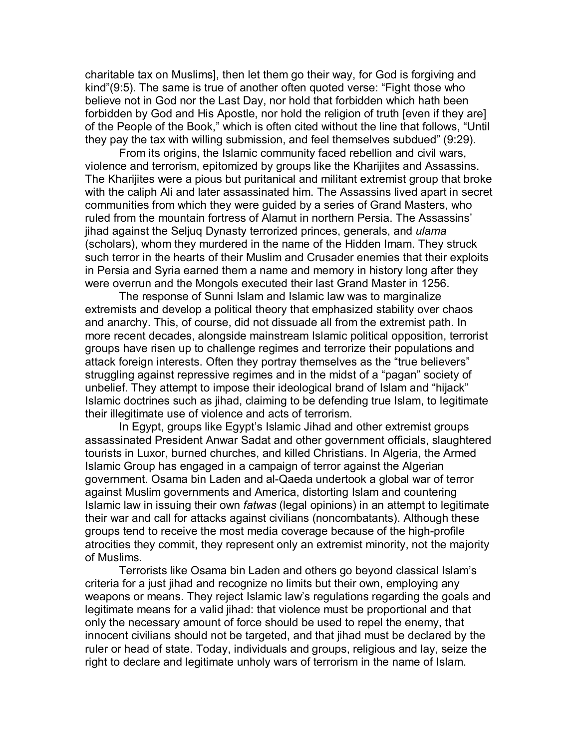charitable tax on Muslims], then let them go their way, for God is forgiving and kind"(9:5). The same is true of another often quoted verse: "Fight those who believe not in God nor the Last Day, nor hold that forbidden which hath been forbidden by God and His Apostle, nor hold the religion of truth [even if they are] of the People of the Book," which is often cited without the line that follows, "Until they pay the tax with willing submission, and feel themselves subdued" (9:29).

From its origins, the Islamic community faced rebellion and civil wars, violence and terrorism, epitomized by groups like the Kharijites and Assassins. The Kharijites were a pious but puritanical and militant extremist group that broke with the caliph Ali and later assassinated him. The Assassins lived apart in secret communities from which they were guided by a series of Grand Masters, who ruled from the mountain fortress of Alamut in northern Persia. The Assassins' jihad against the Seljuq Dynasty terrorized princes, generals, and *ulama* (scholars), whom they murdered in the name of the Hidden Imam. They struck such terror in the hearts of their Muslim and Crusader enemies that their exploits in Persia and Syria earned them a name and memory in history long after they were overrun and the Mongols executed their last Grand Master in 1256.

The response of Sunni Islam and Islamic law was to marginalize extremists and develop a political theory that emphasized stability over chaos and anarchy. This, of course, did not dissuade all from the extremist path. In more recent decades, alongside mainstream Islamic political opposition, terrorist groups have risen up to challenge regimes and terrorize their populations and attack foreign interests. Often they portray themselves as the "true believers" struggling against repressive regimes and in the midst of a "pagan" society of unbelief. They attempt to impose their ideological brand of Islam and "hijack" Islamic doctrines such as jihad, claiming to be defending true Islam, to legitimate their illegitimate use of violence and acts of terrorism.

In Egypt, groups like Egypt's Islamic Jihad and other extremist groups assassinated President Anwar Sadat and other government officials, slaughtered tourists in Luxor, burned churches, and killed Christians. In Algeria, the Armed Islamic Group has engaged in a campaign of terror against the Algerian government. Osama bin Laden and al-Qaeda undertook a global war of terror against Muslim governments and America, distorting Islam and countering Islamic law in issuing their own *fatwas* (legal opinions) in an attempt to legitimate their war and call for attacks against civilians (noncombatants). Although these groups tend to receive the most media coverage because of the high-profile atrocities they commit, they represent only an extremist minority, not the majority of Muslims.

Terrorists like Osama bin Laden and others go beyond classical Islam's criteria for a just jihad and recognize no limits but their own, employing any weapons or means. They reject Islamic law's regulations regarding the goals and legitimate means for a valid jihad: that violence must be proportional and that only the necessary amount of force should be used to repel the enemy, that innocent civilians should not be targeted, and that jihad must be declared by the ruler or head of state. Today, individuals and groups, religious and lay, seize the right to declare and legitimate unholy wars of terrorism in the name of Islam.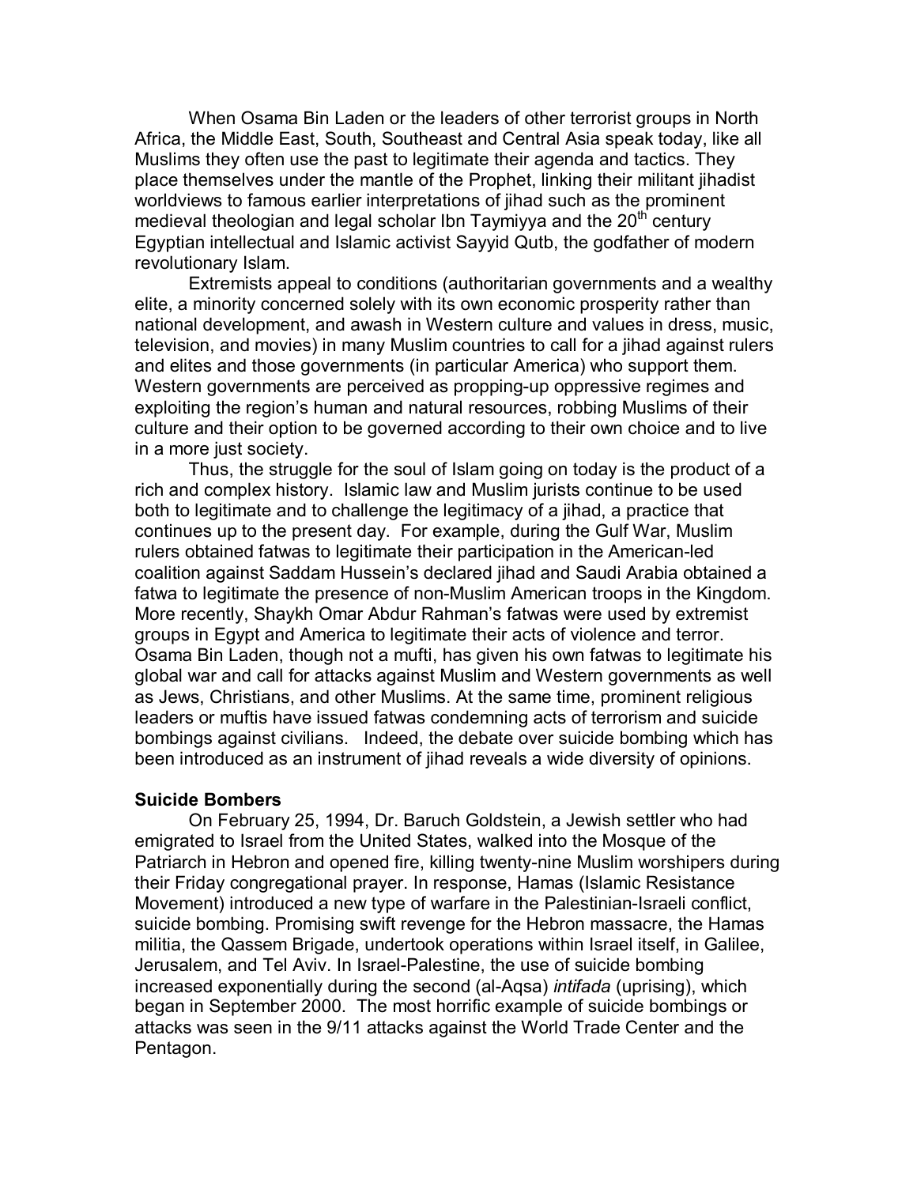When Osama Bin Laden or the leaders of other terrorist groups in North Africa, the Middle East, South, Southeast and Central Asia speak today, like all Muslims they often use the past to legitimate their agenda and tactics. They place themselves under the mantle of the Prophet, linking their militant jihadist worldviews to famous earlier interpretations of jihad such as the prominent medieval theologian and legal scholar Ibn Taymiyya and the 20th century Egyptian intellectual and Islamic activist Sayyid Qutb, the godfather of modern revolutionary Islam.

Extremists appeal to conditions (authoritarian governments and a wealthy elite, a minority concerned solely with its own economic prosperity rather than national development, and awash in Western culture and values in dress, music, television, and movies) in many Muslim countries to call for a jihad against rulers and elites and those governments (in particular America) who support them. Western governments are perceived as propping-up oppressive regimes and exploiting the region's human and natural resources, robbing Muslims of their culture and their option to be governed according to their own choice and to live in a more just society.

Thus, the struggle for the soul of Islam going on today is the product of a rich and complex history. Islamic law and Muslim jurists continue to be used both to legitimate and to challenge the legitimacy of a jihad, a practice that continues up to the present day. For example, during the Gulf War, Muslim rulers obtained fatwas to legitimate their participation in the American-led coalition against Saddam Hussein's declared jihad and Saudi Arabia obtained a fatwa to legitimate the presence of non-Muslim American troops in the Kingdom. More recently, Shaykh Omar Abdur Rahman's fatwas were used by extremist groups in Egypt and America to legitimate their acts of violence and terror. Osama Bin Laden, though not a mufti, has given his own fatwas to legitimate his global war and call for attacks against Muslim and Western governments as well as Jews, Christians, and other Muslims. At the same time, prominent religious leaders or muftis have issued fatwas condemning acts of terrorism and suicide bombings against civilians. Indeed, the debate over suicide bombing which has been introduced as an instrument of jihad reveals a wide diversity of opinions.

**Suicide Bombers**

On February 25, 1994, Dr. Baruch Goldstein, a Jewish settler who had emigrated to Israel from the United States, walked into the Mosque of the Patriarch in Hebron and opened fire, killing twenty-nine Muslim worshipers during their Friday congregational prayer. In response, Hamas (Islamic Resistance Movement) introduced a new type of warfare in the Palestinian-Israeli conflict, suicide bombing. Promising swift revenge for the Hebron massacre, the Hamas militia, the Qassem Brigade, undertook operations within Israel itself, in Galilee, Jerusalem, and Tel Aviv. In Israel-Palestine, the use of suicide bombing increased exponentially during the second (al-Aqsa) *intifada* (uprising), which began in September 2000. The most horrific example of suicide bombings or attacks was seen in the 9/11 attacks against the World Trade Center and the Pentagon.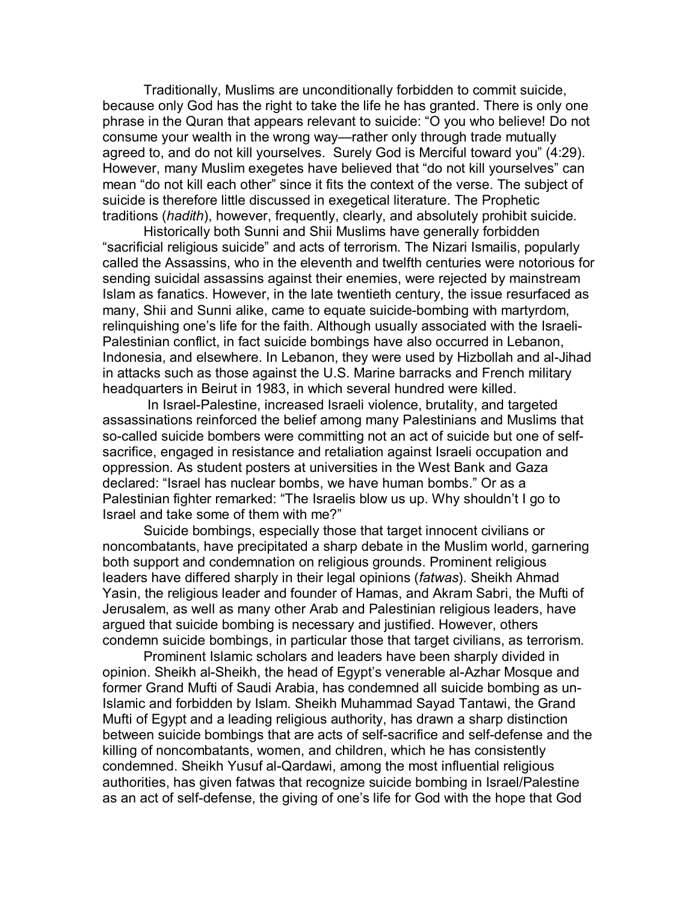Traditionally, Muslims are unconditionally forbidden to commit suicide, because only God has the right to take the life he has granted. There is only one phrase in the Quran that appears relevant to suicide: "O you who believe! Do not consume your wealth in the wrong way—rather only through trade mutually agreed to, and do not kill yourselves. Surely God is Merciful toward you" (4:29). However, many Muslim exegetes have believed that "do not kill yourselves" can mean "do not kill each other" since it fits the context of the verse. The subject of suicide is therefore little discussed in exegetical literature. The Prophetic traditions (*hadith*), however, frequently, clearly, and absolutely prohibit suicide.

Historically both Sunni and Shii Muslims have generally forbidden "sacrificial religious suicide" and acts of terrorism. The Nizari Ismailis, popularly called the Assassins, who in the eleventh and twelfth centuries were notorious for sending suicidal assassins against their enemies, were rejected by mainstream Islam as fanatics. However, in the late twentieth century, the issue resurfaced as many, Shii and Sunni alike, came to equate suicide-bombing with martyrdom, relinquishing one's life for the faith. Although usually associated with the Israeli-Palestinian conflict, in fact suicide bombings have also occurred in Lebanon, Indonesia, and elsewhere. In Lebanon, they were used by Hizbollah and al-Jihad in attacks such as those against the U.S. Marine barracks and French military headquarters in Beirut in 1983, in which several hundred were killed.

In Israel-Palestine, increased Israeli violence, brutality, and targeted assassinations reinforced the belief among many Palestinians and Muslims that so-called suicide bombers were committing not an act of suicide but one of self-sacrifice, engaged in resistance and retaliation against Israeli occupation and oppression. As student posters at universities in the West Bank and Gaza declared: "Israel has nuclear bombs, we have human bombs." Or as a Palestinian fighter remarked: "The Israelis blow us up. Why shouldn't I go to Israel and take some of them with me?"

Suicide bombings, especially those that target innocent civilians or noncombatants, have precipitated a sharp debate in the Muslim world, garnering both support and condemnation on religious grounds. Prominent religious leaders have differed sharply in their legal opinions (*fatwas*). Sheikh Ahmad Yasin, the religious leader and founder of Hamas, and Akram Sabri, the Mufti of Jerusalem, as well as many other Arab and Palestinian religious leaders, have argued that suicide bombing is necessary and justified. However, others condemn suicide bombings, in particular those that target civilians, as terrorism.

Prominent Islamic scholars and leaders have been sharply divided in opinion. Sheikh al-Sheikh, the head of Egypt's venerable al-Azhar Mosque and former Grand Mufti of Saudi Arabia, has condemned all suicide bombing as un-Islamic and forbidden by Islam. Sheikh Muhammad Sayad Tantawi, the Grand Mufti of Egypt and a leading religious authority, has drawn a sharp distinction between suicide bombings that are acts of self-sacrifice and self-defense and the killing of noncombatants, women, and children, which he has consistently condemned. Sheikh Yusuf al-Qardawi, among the most influential religious authorities, has given fatwas that recognize suicide bombing in Israel/Palestine as an act of self-defense, the giving of one's life for God with the hope that God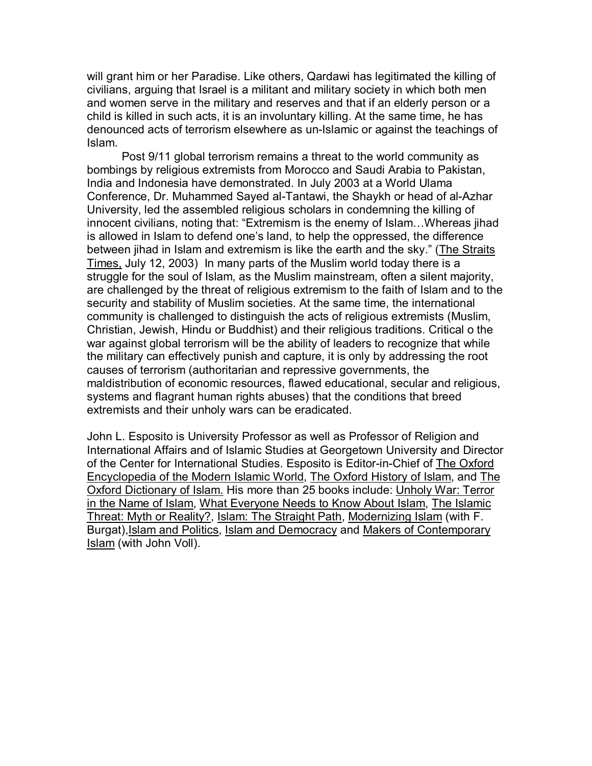will grant him or her Paradise. Like others, Qardawi has legitimated the killing of civilians, arguing that Israel is a militant and military society in which both men and women serve in the military and reserves and that if an elderly person or a child is killed in such acts, it is an involuntary killing. At the same time, he has denounced acts of terrorism elsewhere as un-Islamic or against the teachings of Islam.

Post 9/11 global terrorism remains a threat to the world community as bombings by religious extremists from Morocco and Saudi Arabia to Pakistan, India and Indonesia have demonstrated. In July 2003 at a World Ulama Conference, Dr. Muhammed Sayed al-Tantawi, the Shaykh or head of al-Azhar University, led the assembled religious scholars in condemning the killing of innocent civilians, noting that: "Extremism is the enemy of Islam…Whereas jihad is allowed in Islam to defend one's land, to help the oppressed, the difference between jihad in Islam and extremism is like the earth and the sky." (The Straits Times, July 12, 2003) In many parts of the Muslim world today there is a struggle for the soul of Islam, as the Muslim mainstream, often a silent majority, are challenged by the threat of religious extremism to the faith of Islam and to the security and stability of Muslim societies. At the same time, the international community is challenged to distinguish the acts of religious extremists (Muslim, Christian, Jewish, Hindu or Buddhist) and their religious traditions. Critical o the war against global terrorism will be the ability of leaders to recognize that while the military can effectively punish and capture, it is only by addressing the root causes of terrorism (authoritarian and repressive governments, the maldistribution of economic resources, flawed educational, secular and religious, systems and flagrant human rights abuses) that the conditions that breed extremists and their unholy wars can be eradicated.

John L. Esposito is University Professor as well as Professor of Religion and International Affairs and of Islamic Studies at Georgetown University and Director of the Center for International Studies. Esposito is Editor-in-Chief of The Oxford Encyclopedia of the Modern Islamic World, The Oxford History of Islam, and The Oxford Dictionary of Islam. His more than 25 books include: Unholy War: Terror in the Name of Islam, What Everyone Needs to Know About Islam, The Islamic Threat: Myth or Reality?, Islam: The Straight Path, Modernizing Islam (with F. Burgat),Islam and Politics, Islam and Democracy and Makers of Contemporary Islam (with John Voll).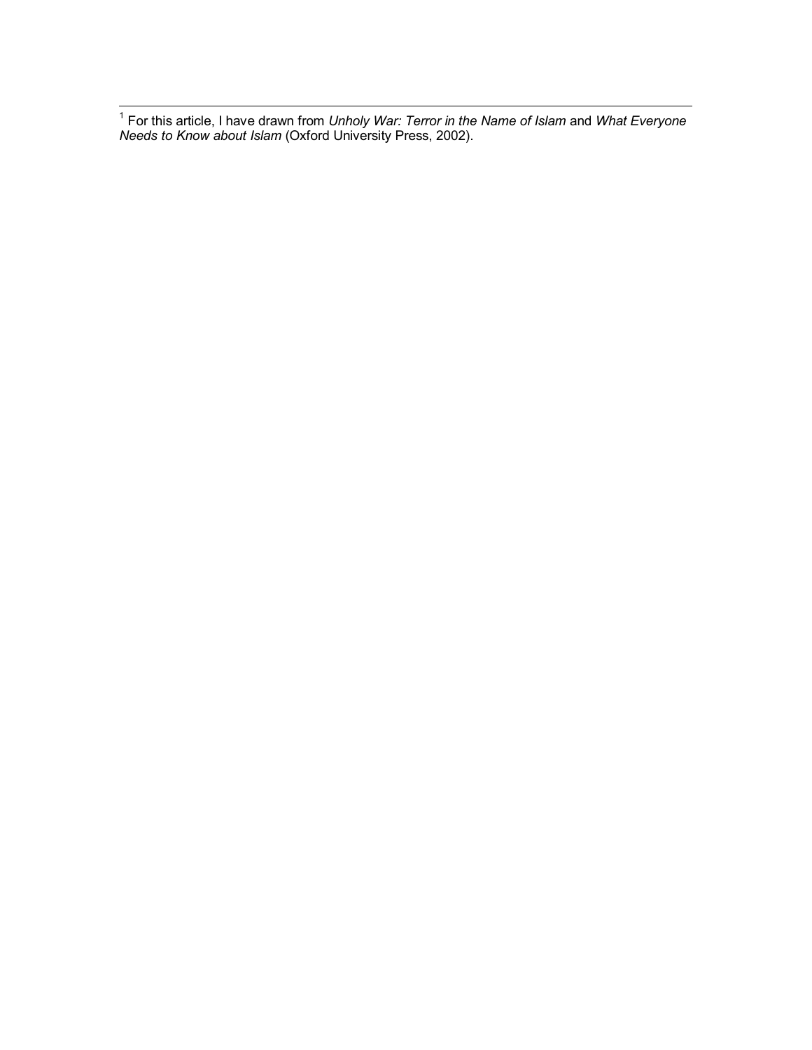---

[1] For this article, I have drawn from *Unholy War: Terror in the Name of Islam* and *What Everyone Needs to Know about Islam* (Oxford University Press, 2002).